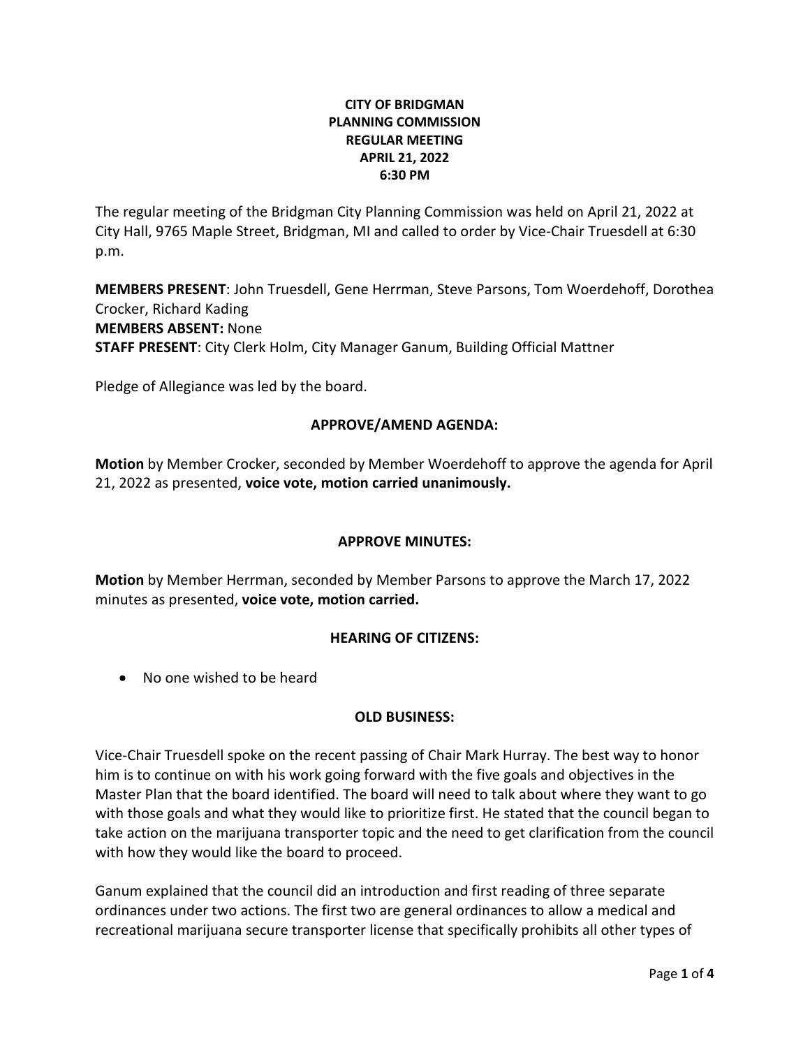**CITY OF BRIDGMAN**
**PLANNING COMMISSION**
**REGULAR MEETING**
**APRIL 21, 2022**
**6:30 PM**

The regular meeting of the Bridgman City Planning Commission was held on April 21, 2022 at City Hall, 9765 Maple Street, Bridgman, MI and called to order by Vice-Chair Truesdell at 6:30 p.m.

**MEMBERS PRESENT**: John Truesdell, Gene Herrman, Steve Parsons, Tom Woerdehoff, Dorothea Crocker, Richard Kading
**MEMBERS ABSENT:** None
**STAFF PRESENT**: City Clerk Holm, City Manager Ganum, Building Official Mattner

Pledge of Allegiance was led by the board.

## APPROVE/AMEND AGENDA:

**Motion** by Member Crocker, seconded by Member Woerdehoff to approve the agenda for April 21, 2022 as presented, **voice vote, motion carried unanimously.**

## APPROVE MINUTES:

**Motion** by Member Herrman, seconded by Member Parsons to approve the March 17, 2022 minutes as presented, **voice vote, motion carried.**

## HEARING OF CITIZENS:

- No one wished to be heard

## OLD BUSINESS:

Vice-Chair Truesdell spoke on the recent passing of Chair Mark Hurray. The best way to honor him is to continue on with his work going forward with the five goals and objectives in the Master Plan that the board identified. The board will need to talk about where they want to go with those goals and what they would like to prioritize first. He stated that the council began to take action on the marijuana transporter topic and the need to get clarification from the council with how they would like the board to proceed.

Ganum explained that the council did an introduction and first reading of three separate ordinances under two actions. The first two are general ordinances to allow a medical and recreational marijuana secure transporter license that specifically prohibits all other types of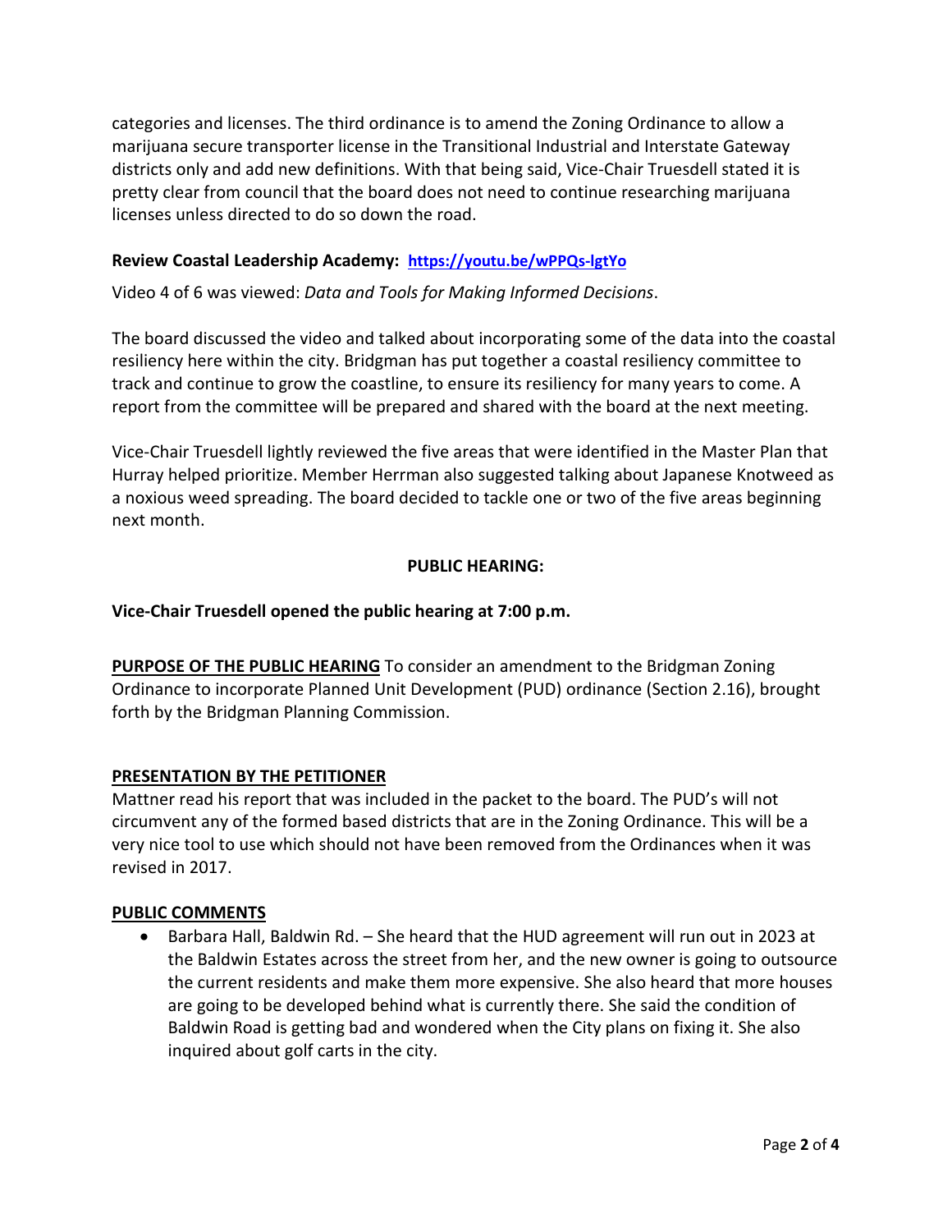categories and licenses. The third ordinance is to amend the Zoning Ordinance to allow a marijuana secure transporter license in the Transitional Industrial and Interstate Gateway districts only and add new definitions. With that being said, Vice-Chair Truesdell stated it is pretty clear from council that the board does not need to continue researching marijuana licenses unless directed to do so down the road.

**Review Coastal Leadership Academy: [https://youtu.be/wPPQs-lgtYo](https://youtu.be/wPPQs-lgtYo)**

Video 4 of 6 was viewed: *Data and Tools for Making Informed Decisions*.

The board discussed the video and talked about incorporating some of the data into the coastal resiliency here within the city. Bridgman has put together a coastal resiliency committee to track and continue to grow the coastline, to ensure its resiliency for many years to come. A report from the committee will be prepared and shared with the board at the next meeting.

Vice-Chair Truesdell lightly reviewed the five areas that were identified in the Master Plan that Hurray helped prioritize. Member Herrman also suggested talking about Japanese Knotweed as a noxious weed spreading. The board decided to tackle one or two of the five areas beginning next month.

**PUBLIC HEARING:**

**Vice-Chair Truesdell opened the public hearing at 7:00 p.m.**

**PURPOSE OF THE PUBLIC HEARING** To consider an amendment to the Bridgman Zoning Ordinance to incorporate Planned Unit Development (PUD) ordinance (Section 2.16), brought forth by the Bridgman Planning Commission.

**PRESENTATION BY THE PETITIONER**

Mattner read his report that was included in the packet to the board. The PUD's will not circumvent any of the formed based districts that are in the Zoning Ordinance. This will be a very nice tool to use which should not have been removed from the Ordinances when it was revised in 2017.

**PUBLIC COMMENTS**

- Barbara Hall, Baldwin Rd. – She heard that the HUD agreement will run out in 2023 at the Baldwin Estates across the street from her, and the new owner is going to outsource the current residents and make them more expensive. She also heard that more houses are going to be developed behind what is currently there. She said the condition of Baldwin Road is getting bad and wondered when the City plans on fixing it. She also inquired about golf carts in the city.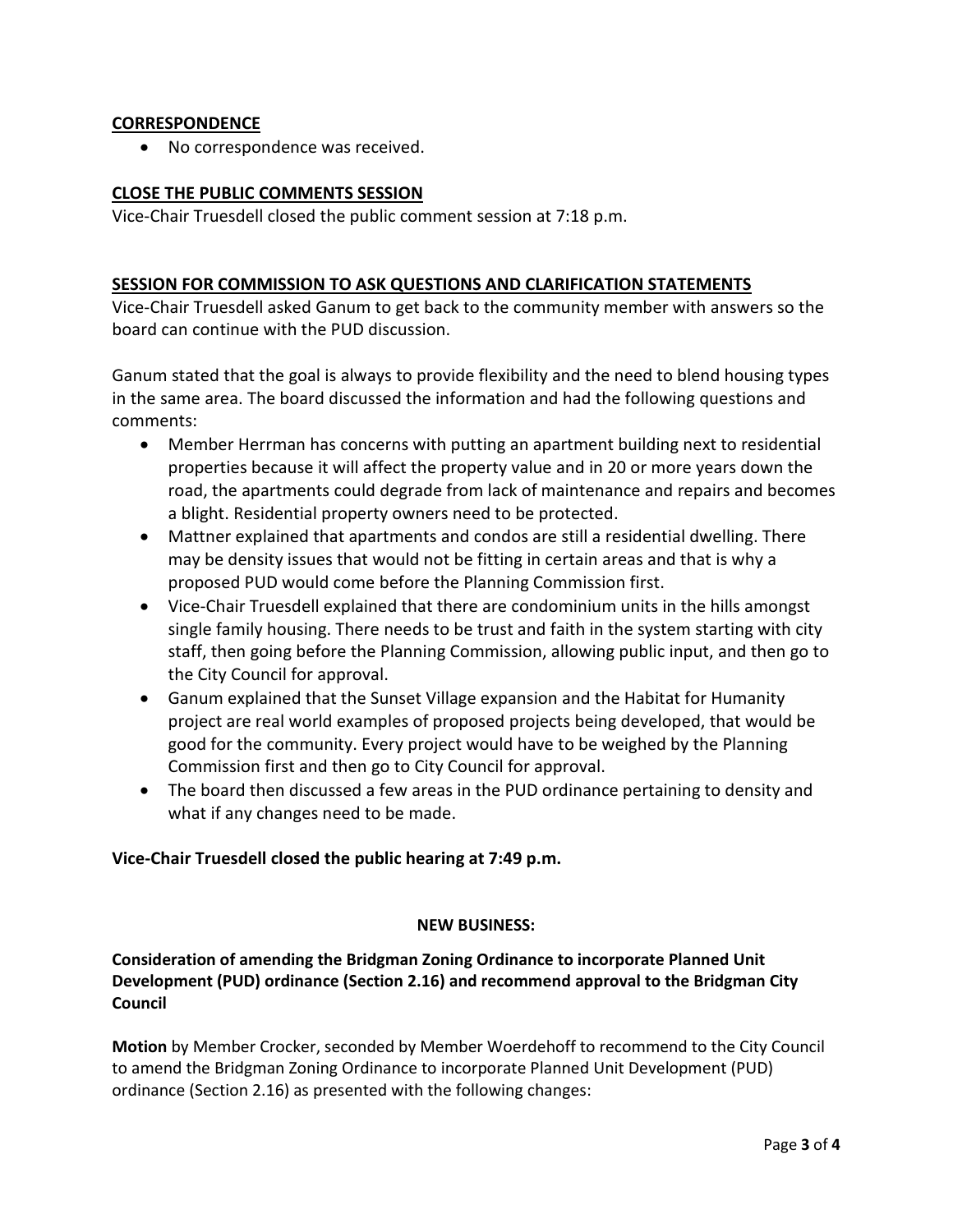## CORRESPONDENCE

- No correspondence was received.

## CLOSE THE PUBLIC COMMENTS SESSION

Vice-Chair Truesdell closed the public comment session at 7:18 p.m.

## SESSION FOR COMMISSION TO ASK QUESTIONS AND CLARIFICATION STATEMENTS

Vice-Chair Truesdell asked Ganum to get back to the community member with answers so the board can continue with the PUD discussion.

Ganum stated that the goal is always to provide flexibility and the need to blend housing types in the same area. The board discussed the information and had the following questions and comments:

- Member Herrman has concerns with putting an apartment building next to residential properties because it will affect the property value and in 20 or more years down the road, the apartments could degrade from lack of maintenance and repairs and becomes a blight. Residential property owners need to be protected.
- Mattner explained that apartments and condos are still a residential dwelling. There may be density issues that would not be fitting in certain areas and that is why a proposed PUD would come before the Planning Commission first.
- Vice-Chair Truesdell explained that there are condominium units in the hills amongst single family housing. There needs to be trust and faith in the system starting with city staff, then going before the Planning Commission, allowing public input, and then go to the City Council for approval.
- Ganum explained that the Sunset Village expansion and the Habitat for Humanity project are real world examples of proposed projects being developed, that would be good for the community. Every project would have to be weighed by the Planning Commission first and then go to City Council for approval.
- The board then discussed a few areas in the PUD ordinance pertaining to density and what if any changes need to be made.

**Vice-Chair Truesdell closed the public hearing at 7:49 p.m.**

## NEW BUSINESS:

**Consideration of amending the Bridgman Zoning Ordinance to incorporate Planned Unit Development (PUD) ordinance (Section 2.16) and recommend approval to the Bridgman City Council**

**Motion** by Member Crocker, seconded by Member Woerdehoff to recommend to the City Council to amend the Bridgman Zoning Ordinance to incorporate Planned Unit Development (PUD) ordinance (Section 2.16) as presented with the following changes: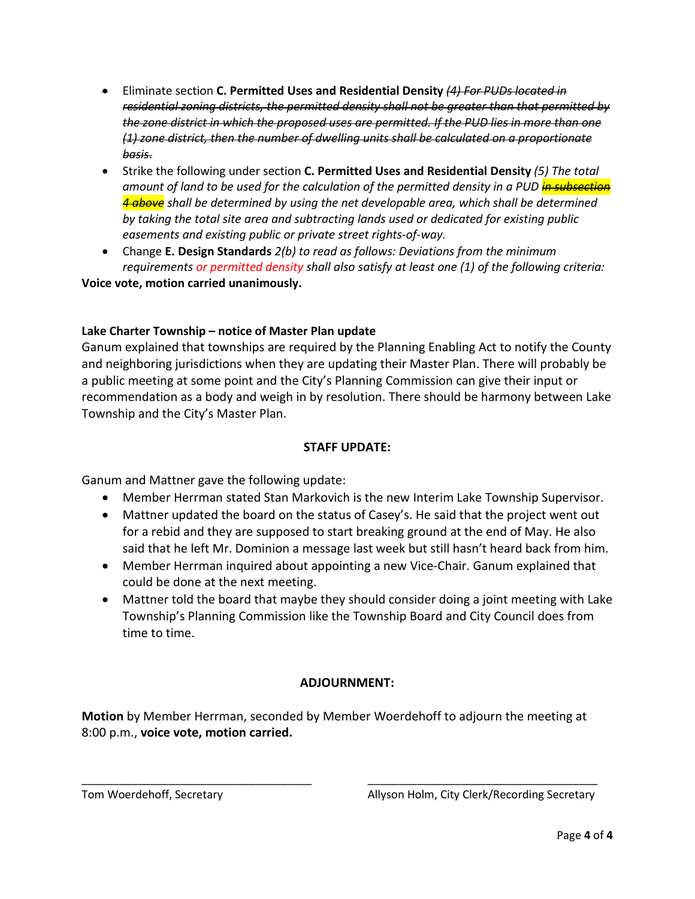- Eliminate section **C. Permitted Uses and Residential Density** *~~(4) For PUDs located in residential zoning districts, the permitted density shall not be greater than that permitted by the zone district in which the proposed uses are permitted. If the PUD lies in more than one (1) zone district, then the number of dwelling units shall be calculated on a proportionate basis.~~*
- Strike the following under section **C. Permitted Uses and Residential Density** *(5) The total amount of land to be used for the calculation of the permitted density in a PUD ~~in subsection 4 above~~ shall be determined by using the net developable area, which shall be determined by taking the total site area and subtracting lands used or dedicated for existing public easements and existing public or private street rights-of-way.*
- Change **E. Design Standards** *2(b) to read as follows: Deviations from the minimum requirements or permitted density shall also satisfy at least one (1) of the following criteria:*

**Voice vote, motion carried unanimously.**

**Lake Charter Township – notice of Master Plan update**

Ganum explained that townships are required by the Planning Enabling Act to notify the County and neighboring jurisdictions when they are updating their Master Plan. There will probably be a public meeting at some point and the City's Planning Commission can give their input or recommendation as a body and weigh in by resolution. There should be harmony between Lake Township and the City's Master Plan.

## STAFF UPDATE:

Ganum and Mattner gave the following update:

- Member Herrman stated Stan Markovich is the new Interim Lake Township Supervisor.
- Mattner updated the board on the status of Casey's. He said that the project went out for a rebid and they are supposed to start breaking ground at the end of May. He also said that he left Mr. Dominion a message last week but still hasn't heard back from him.
- Member Herrman inquired about appointing a new Vice-Chair. Ganum explained that could be done at the next meeting.
- Mattner told the board that maybe they should consider doing a joint meeting with Lake Township's Planning Commission like the Township Board and City Council does from time to time.

## ADJOURNMENT:

**Motion** by Member Herrman, seconded by Member Woerdehoff to adjourn the meeting at 8:00 p.m., **voice vote, motion carried.**

\_\_\_\_\_\_\_\_\_\_\_\_\_\_\_\_\_\_\_\_\_\_\_\_\_\_\_\_\_\_\_\_\_\_\_\_\_\_
Tom Woerdehoff, Secretary

\_\_\_\_\_\_\_\_\_\_\_\_\_\_\_\_\_\_\_\_\_\_\_\_\_\_\_\_\_\_\_\_\_\_\_\_\_\_
Allyson Holm, City Clerk/Recording Secretary